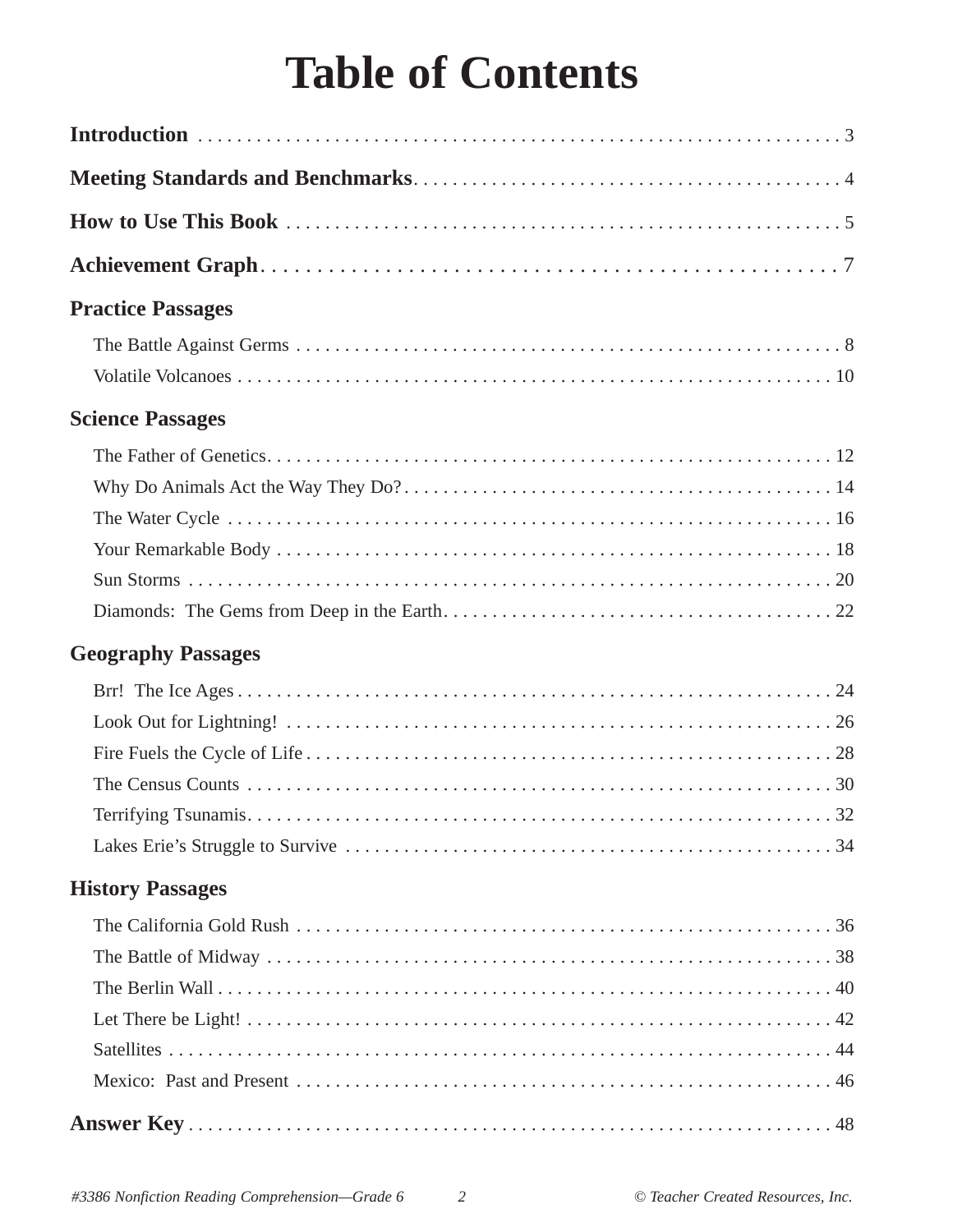# Table of Contents

**Introduction** . . . . . . . . . . . . . . . . . . . . . . . . . . . . . . . . . . . . . . . . . . . . . . . . . . . . . . . . . . . . . . . 3

**Meeting Standards and Benchmarks** . . . . . . . . . . . . . . . . . . . . . . . . . . . . . . . . . . . . . . . . . . . 4

**How to Use This Book** . . . . . . . . . . . . . . . . . . . . . . . . . . . . . . . . . . . . . . . . . . . . . . . . . . . . 5

**Achievement Graph** . . . . . . . . . . . . . . . . . . . . . . . . . . . . . . . . . . . . . . . . . . . . . . . . . . . . . 7

## Practice Passages

- The Battle Against Germs . . . . . . . . . . . . . . . . . . . . . . . . . . . . . . . . . . . . . . . . . . . . . . . . . 8
- Volatile Volcanoes . . . . . . . . . . . . . . . . . . . . . . . . . . . . . . . . . . . . . . . . . . . . . . . . . . . . . . 10

## Science Passages

- The Father of Genetics . . . . . . . . . . . . . . . . . . . . . . . . . . . . . . . . . . . . . . . . . . . . . . . . . . . 12
- Why Do Animals Act the Way They Do? . . . . . . . . . . . . . . . . . . . . . . . . . . . . . . . . . . . . . . . 14
- The Water Cycle . . . . . . . . . . . . . . . . . . . . . . . . . . . . . . . . . . . . . . . . . . . . . . . . . . . . . . . . 16
- Your Remarkable Body . . . . . . . . . . . . . . . . . . . . . . . . . . . . . . . . . . . . . . . . . . . . . . . . . . . . 18
- Sun Storms . . . . . . . . . . . . . . . . . . . . . . . . . . . . . . . . . . . . . . . . . . . . . . . . . . . . . . . . . . . . . 20
- Diamonds: The Gems from Deep in the Earth . . . . . . . . . . . . . . . . . . . . . . . . . . . . . . . . . . . 22

## Geography Passages

- Brr! The Ice Ages . . . . . . . . . . . . . . . . . . . . . . . . . . . . . . . . . . . . . . . . . . . . . . . . . . . . . . . 24
- Look Out for Lightning! . . . . . . . . . . . . . . . . . . . . . . . . . . . . . . . . . . . . . . . . . . . . . . . . . . . 26
- Fire Fuels the Cycle of Life . . . . . . . . . . . . . . . . . . . . . . . . . . . . . . . . . . . . . . . . . . . . . . . . . 28
- The Census Counts . . . . . . . . . . . . . . . . . . . . . . . . . . . . . . . . . . . . . . . . . . . . . . . . . . . . . . 30
- Terrifying Tsunamis . . . . . . . . . . . . . . . . . . . . . . . . . . . . . . . . . . . . . . . . . . . . . . . . . . . . . . 32
- Lakes Erie's Struggle to Survive . . . . . . . . . . . . . . . . . . . . . . . . . . . . . . . . . . . . . . . . . . . . . 34

## History Passages

- The California Gold Rush . . . . . . . . . . . . . . . . . . . . . . . . . . . . . . . . . . . . . . . . . . . . . . . . . . 36
- The Battle of Midway . . . . . . . . . . . . . . . . . . . . . . . . . . . . . . . . . . . . . . . . . . . . . . . . . . . . . 38
- The Berlin Wall . . . . . . . . . . . . . . . . . . . . . . . . . . . . . . . . . . . . . . . . . . . . . . . . . . . . . . . . . . 40
- Let There be Light! . . . . . . . . . . . . . . . . . . . . . . . . . . . . . . . . . . . . . . . . . . . . . . . . . . . . . . . 42
- Satellites . . . . . . . . . . . . . . . . . . . . . . . . . . . . . . . . . . . . . . . . . . . . . . . . . . . . . . . . . . . . . . . 44
- Mexico: Past and Present . . . . . . . . . . . . . . . . . . . . . . . . . . . . . . . . . . . . . . . . . . . . . . . . . . 46

**Answer Key** . . . . . . . . . . . . . . . . . . . . . . . . . . . . . . . . . . . . . . . . . . . . . . . . . . . . . . . . . . . . 48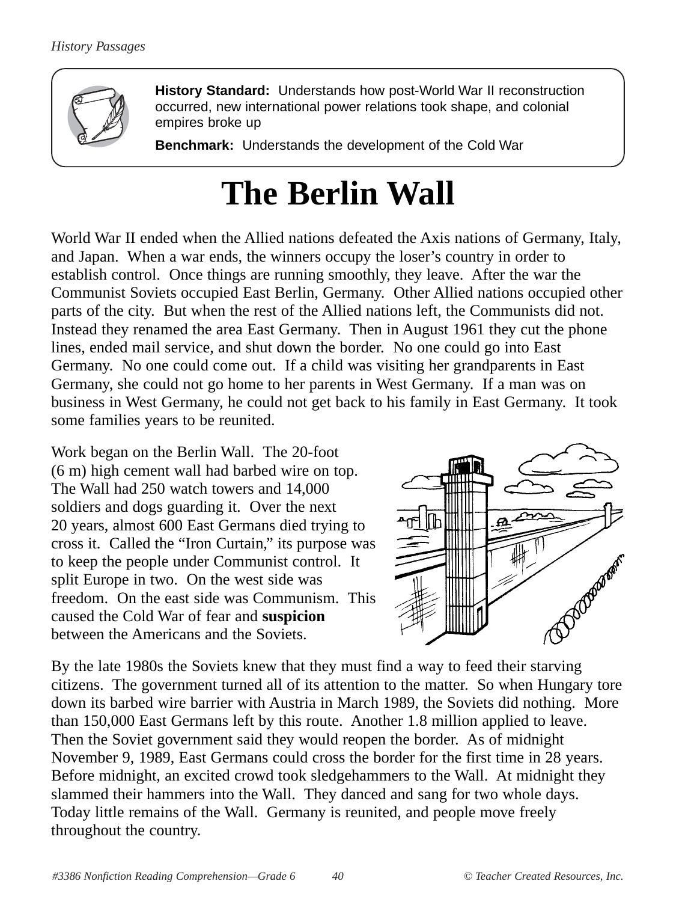**History Standard:** Understands how post-World War II reconstruction occurred, new international power relations took shape, and colonial empires broke up

**Benchmark:** Understands the development of the Cold War

# The Berlin Wall

World War II ended when the Allied nations defeated the Axis nations of Germany, Italy, and Japan. When a war ends, the winners occupy the loser's country in order to establish control. Once things are running smoothly, they leave. After the war the Communist Soviets occupied East Berlin, Germany. Other Allied nations occupied other parts of the city. But when the rest of the Allied nations left, the Communists did not. Instead they renamed the area East Germany. Then in August 1961 they cut the phone lines, ended mail service, and shut down the border. No one could go into East Germany. No one could come out. If a child was visiting her grandparents in East Germany, she could not go home to her parents in West Germany. If a man was on business in West Germany, he could not get back to his family in East Germany. It took some families years to be reunited.

Work began on the Berlin Wall. The 20-foot (6 m) high cement wall had barbed wire on top. The Wall had 250 watch towers and 14,000 soldiers and dogs guarding it. Over the next 20 years, almost 600 East Germans died trying to cross it. Called the "Iron Curtain," its purpose was to keep the people under Communist control. It split Europe in two. On the west side was freedom. On the east side was Communism. This caused the Cold War of fear and **suspicion** between the Americans and the Soviets.

By the late 1980s the Soviets knew that they must find a way to feed their starving citizens. The government turned all of its attention to the matter. So when Hungary tore down its barbed wire barrier with Austria in March 1989, the Soviets did nothing. More than 150,000 East Germans left by this route. Another 1.8 million applied to leave. Then the Soviet government said they would reopen the border. As of midnight November 9, 1989, East Germans could cross the border for the first time in 28 years. Before midnight, an excited crowd took sledgehammers to the Wall. At midnight they slammed their hammers into the Wall. They danced and sang for two whole days. Today little remains of the Wall. Germany is reunited, and people move freely throughout the country.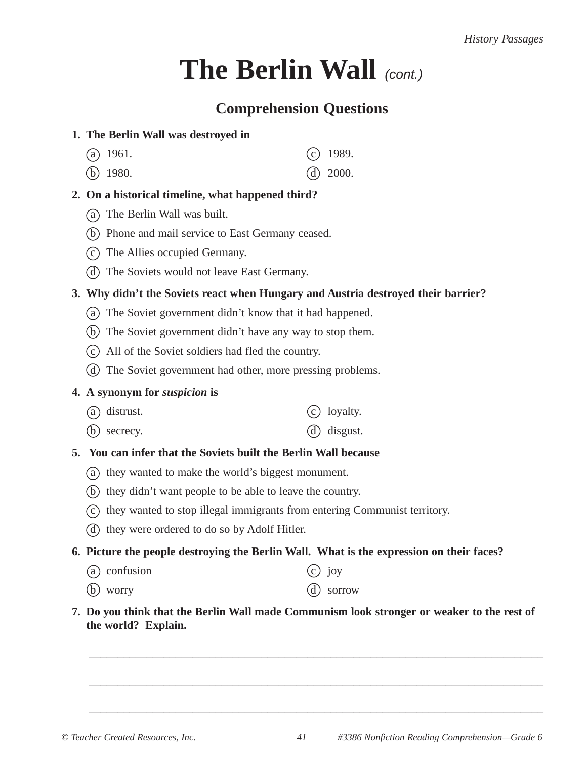# The Berlin Wall *(cont.)*

## Comprehension Questions

1. **The Berlin Wall was destroyed in**
   - ⓐ 1961.
   - ⓑ 1980.
   - ⓒ 1989.
   - ⓓ 2000.

2. **On a historical timeline, what happened third?**
   - ⓐ The Berlin Wall was built.
   - ⓑ Phone and mail service to East Germany ceased.
   - ⓒ The Allies occupied Germany.
   - ⓓ The Soviets would not leave East Germany.

3. **Why didn't the Soviets react when Hungary and Austria destroyed their barrier?**
   - ⓐ The Soviet government didn't know that it had happened.
   - ⓑ The Soviet government didn't have any way to stop them.
   - ⓒ All of the Soviet soldiers had fled the country.
   - ⓓ The Soviet government had other, more pressing problems.

4. **A synonym for *suspicion* is**
   - ⓐ distrust.
   - ⓑ secrecy.
   - ⓒ loyalty.
   - ⓓ disgust.

5. **You can infer that the Soviets built the Berlin Wall because**
   - ⓐ they wanted to make the world's biggest monument.
   - ⓑ they didn't want people to be able to leave the country.
   - ⓒ they wanted to stop illegal immigrants from entering Communist territory.
   - ⓓ they were ordered to do so by Adolf Hitler.

6. **Picture the people destroying the Berlin Wall. What is the expression on their faces?**
   - ⓐ confusion
   - ⓑ worry
   - ⓒ joy
   - ⓓ sorrow

7. **Do you think that the Berlin Wall made Communism look stronger or weaker to the rest of the world? Explain.**

___________________________________________________________________________

___________________________________________________________________________

___________________________________________________________________________